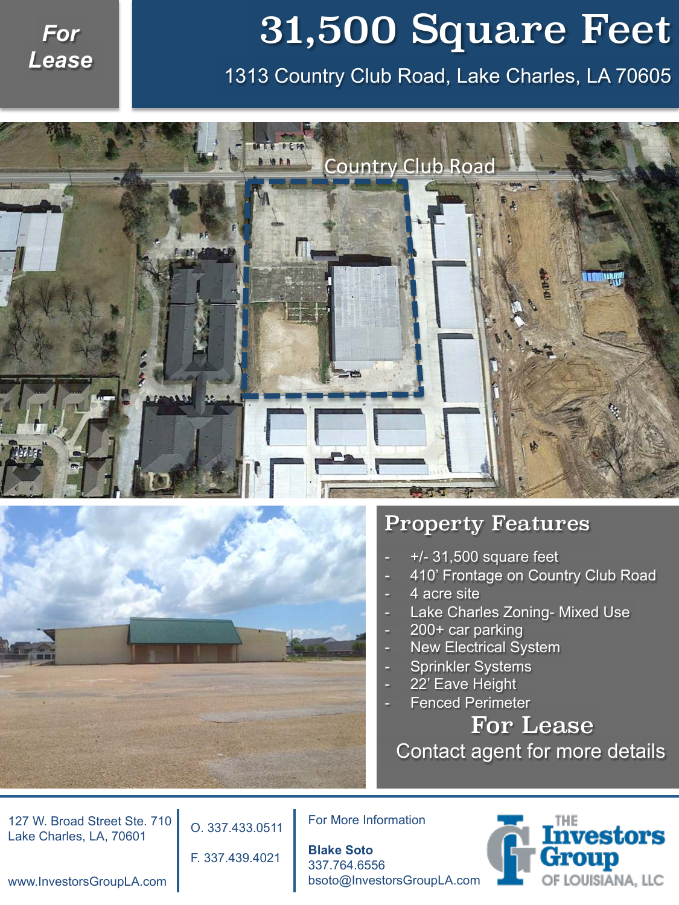For Lease

# 31,500 Square Feet

1313 Country Club Road, Lake Charles, LA 70605

Country Club Road

## Property Features

- +/- 31,500 square feet
- 410' Frontage on Country Club Road
- 4 acre site
- Lake Charles Zoning- Mixed Use
- 200+ car parking
- New Electrical System
- Sprinkler Systems
- 22' Eave Height
- Fenced Perimeter

**For Lease**

Contact agent for more details

127 W. Broad Street Ste. 710
Lake Charles, LA, 70601

www.InvestorsGroupLA.com

O. 337.433.0511

F. 337.439.4021

For More Information

**Blake Soto**
337.764.6556
bsoto@InvestorsGroupLA.com

THE Investors Group OF LOUISIANA, LLC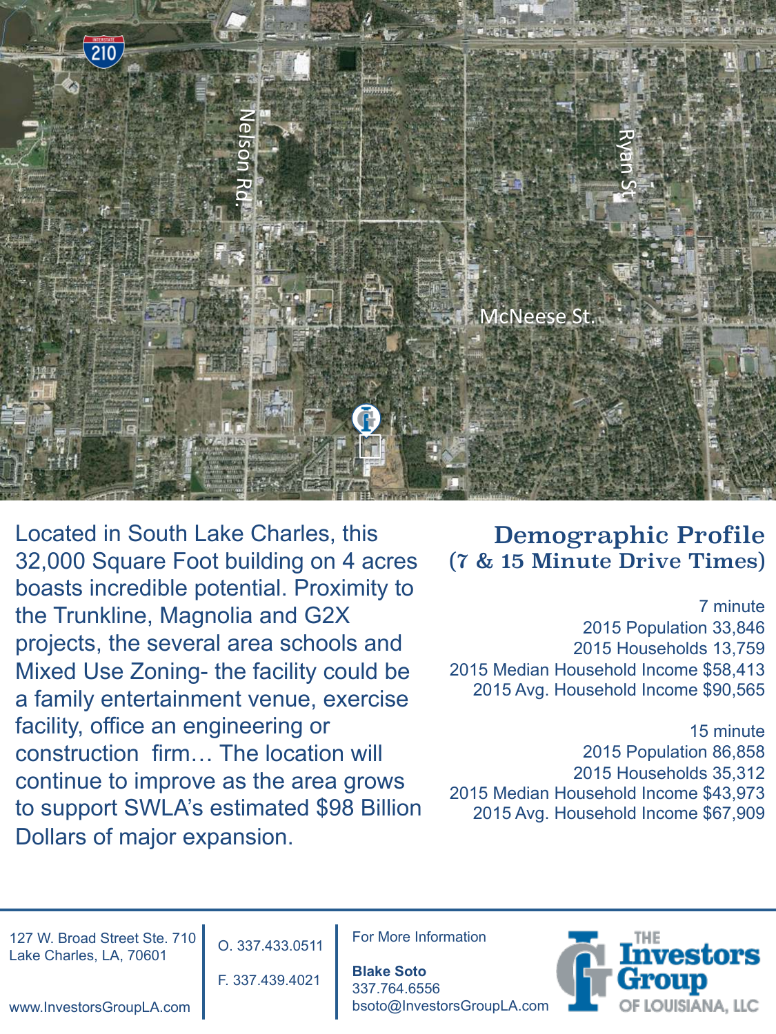210

Nelson Rd.

Ryan St.

McNeese St.

Located in South Lake Charles, this 32,000 Square Foot building on 4 acres boasts incredible potential. Proximity to the Trunkline, Magnolia and G2X projects, the several area schools and Mixed Use Zoning- the facility could be a family entertainment venue, exercise facility, office an engineering or construction firm… The location will continue to improve as the area grows to support SWLA's estimated $98 Billion Dollars of major expansion.

## Demographic Profile
### (7 & 15 Minute Drive Times)

7 minute
2015 Population 33,846
2015 Households 13,759
2015 Median Household Income $58,413
2015 Avg. Household Income $90,565

15 minute
2015 Population 86,858
2015 Households 35,312
2015 Median Household Income $43,973
2015 Avg. Household Income $67,909

127 W. Broad Street Ste. 710
Lake Charles, LA, 70601

www.InvestorsGroupLA.com

O. 337.433.0511

F. 337.439.4021

For More Information

**Blake Soto**
337.764.6556
bsoto@InvestorsGroupLA.com

THE Investors Group OF LOUISIANA, LLC